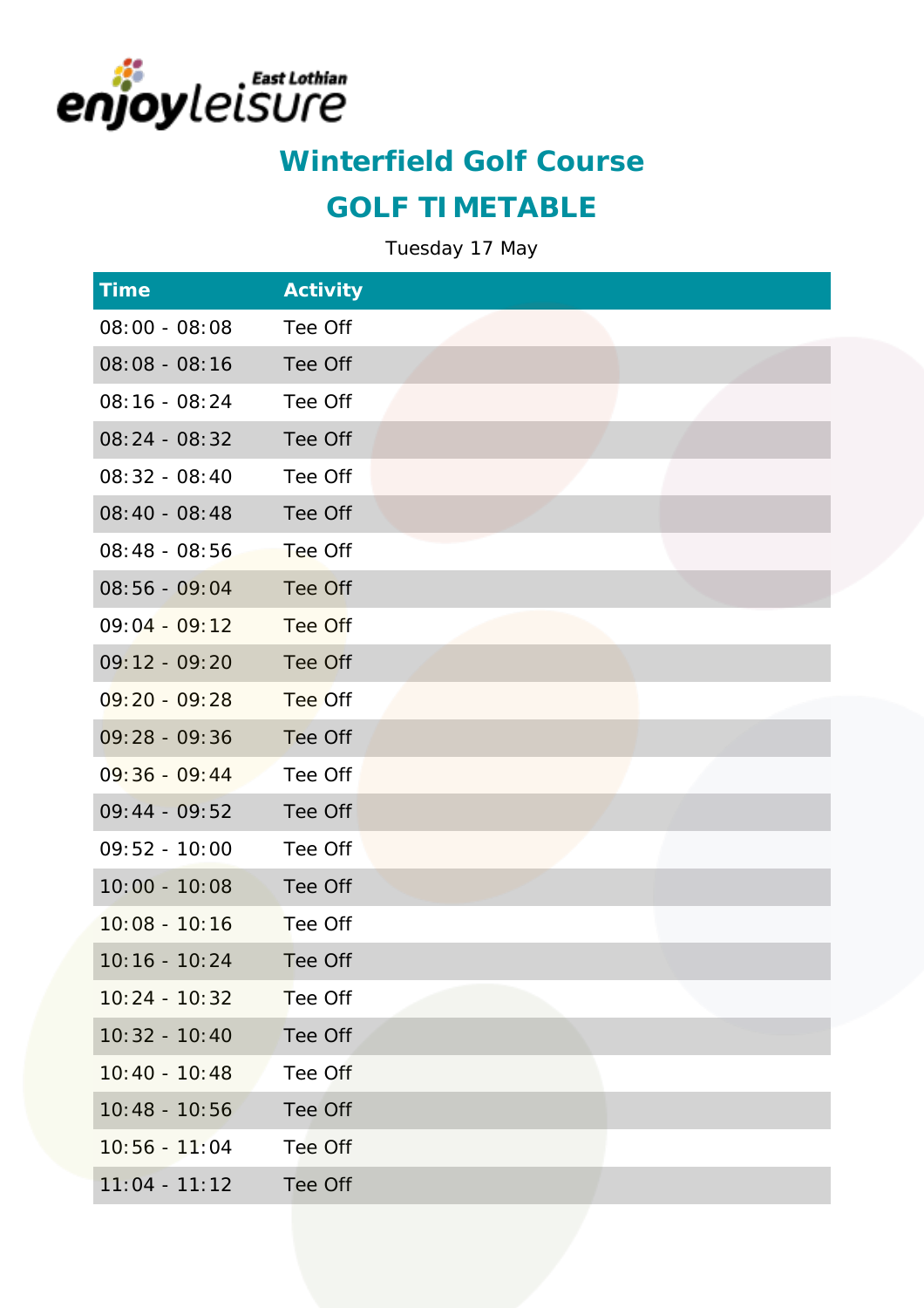# Winterfield Golf Course

## GOLF TIMETABLE

Tuesday 17 May

| Time | Activity |
|---|---|
| 08:00 - 08:08 | Tee Off |
| 08:08 - 08:16 | Tee Off |
| 08:16 - 08:24 | Tee Off |
| 08:24 - 08:32 | Tee Off |
| 08:32 - 08:40 | Tee Off |
| 08:40 - 08:48 | Tee Off |
| 08:48 - 08:56 | Tee Off |
| 08:56 - 09:04 | Tee Off |
| 09:04 - 09:12 | Tee Off |
| 09:12 - 09:20 | Tee Off |
| 09:20 - 09:28 | Tee Off |
| 09:28 - 09:36 | Tee Off |
| 09:36 - 09:44 | Tee Off |
| 09:44 - 09:52 | Tee Off |
| 09:52 - 10:00 | Tee Off |
| 10:00 - 10:08 | Tee Off |
| 10:08 - 10:16 | Tee Off |
| 10:16 - 10:24 | Tee Off |
| 10:24 - 10:32 | Tee Off |
| 10:32 - 10:40 | Tee Off |
| 10:40 - 10:48 | Tee Off |
| 10:48 - 10:56 | Tee Off |
| 10:56 - 11:04 | Tee Off |
| 11:04 - 11:12 | Tee Off |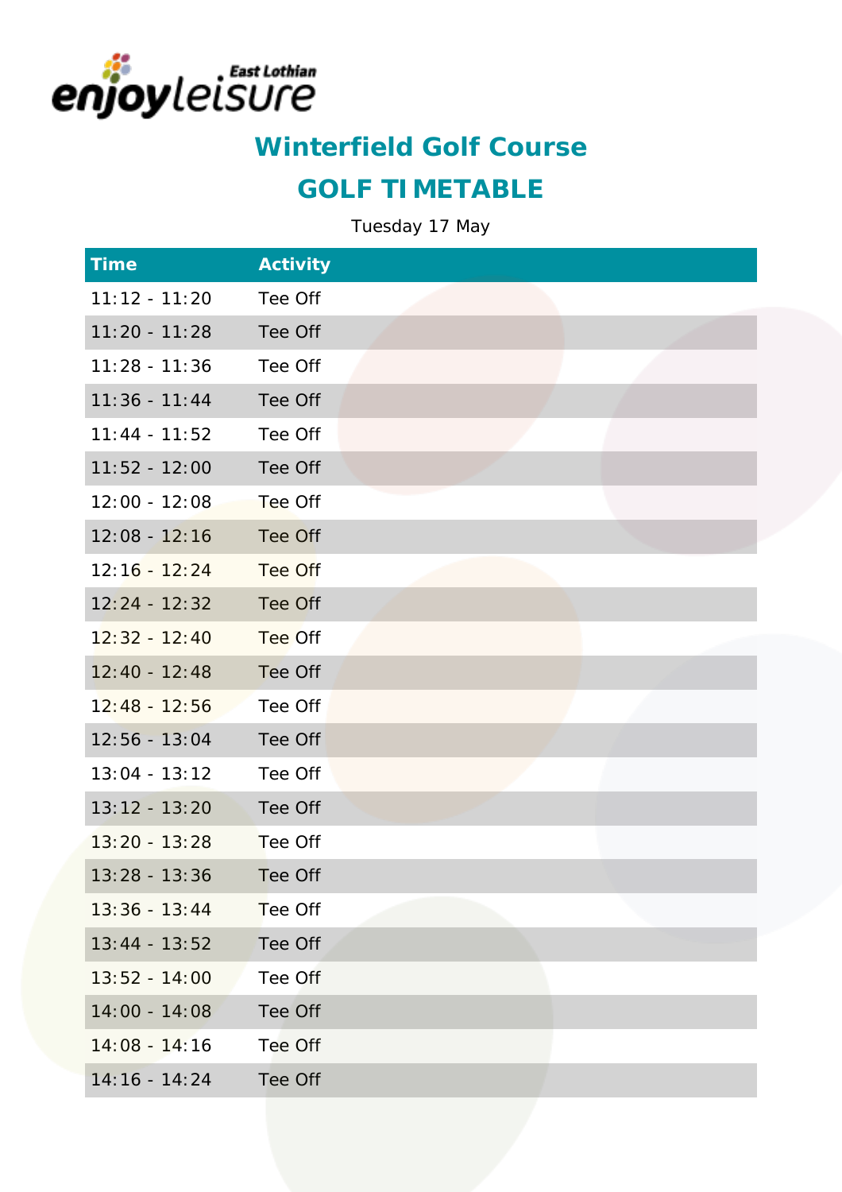enjoyleisure East Lothian

## Winterfield Golf Course

## GOLF TIMETABLE

Tuesday 17 May

| Time | Activity |
|---|---|
| 11:12 - 11:20 | Tee Off |
| 11:20 - 11:28 | Tee Off |
| 11:28 - 11:36 | Tee Off |
| 11:36 - 11:44 | Tee Off |
| 11:44 - 11:52 | Tee Off |
| 11:52 - 12:00 | Tee Off |
| 12:00 - 12:08 | Tee Off |
| 12:08 - 12:16 | Tee Off |
| 12:16 - 12:24 | Tee Off |
| 12:24 - 12:32 | Tee Off |
| 12:32 - 12:40 | Tee Off |
| 12:40 - 12:48 | Tee Off |
| 12:48 - 12:56 | Tee Off |
| 12:56 - 13:04 | Tee Off |
| 13:04 - 13:12 | Tee Off |
| 13:12 - 13:20 | Tee Off |
| 13:20 - 13:28 | Tee Off |
| 13:28 - 13:36 | Tee Off |
| 13:36 - 13:44 | Tee Off |
| 13:44 - 13:52 | Tee Off |
| 13:52 - 14:00 | Tee Off |
| 14:00 - 14:08 | Tee Off |
| 14:08 - 14:16 | Tee Off |
| 14:16 - 14:24 | Tee Off |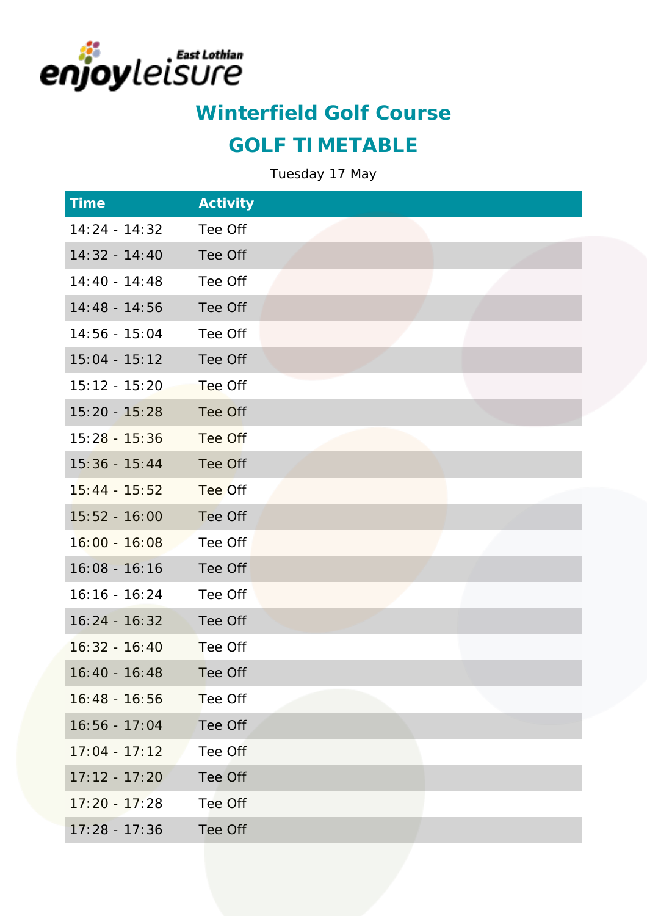East Lothian enjoyleisure

# Winterfield Golf Course

## GOLF TIMETABLE

Tuesday 17 May

| Time | Activity |
|---|---|
| 14:24 - 14:32 | Tee Off |
| 14:32 - 14:40 | Tee Off |
| 14:40 - 14:48 | Tee Off |
| 14:48 - 14:56 | Tee Off |
| 14:56 - 15:04 | Tee Off |
| 15:04 - 15:12 | Tee Off |
| 15:12 - 15:20 | Tee Off |
| 15:20 - 15:28 | Tee Off |
| 15:28 - 15:36 | Tee Off |
| 15:36 - 15:44 | Tee Off |
| 15:44 - 15:52 | Tee Off |
| 15:52 - 16:00 | Tee Off |
| 16:00 - 16:08 | Tee Off |
| 16:08 - 16:16 | Tee Off |
| 16:16 - 16:24 | Tee Off |
| 16:24 - 16:32 | Tee Off |
| 16:32 - 16:40 | Tee Off |
| 16:40 - 16:48 | Tee Off |
| 16:48 - 16:56 | Tee Off |
| 16:56 - 17:04 | Tee Off |
| 17:04 - 17:12 | Tee Off |
| 17:12 - 17:20 | Tee Off |
| 17:20 - 17:28 | Tee Off |
| 17:28 - 17:36 | Tee Off |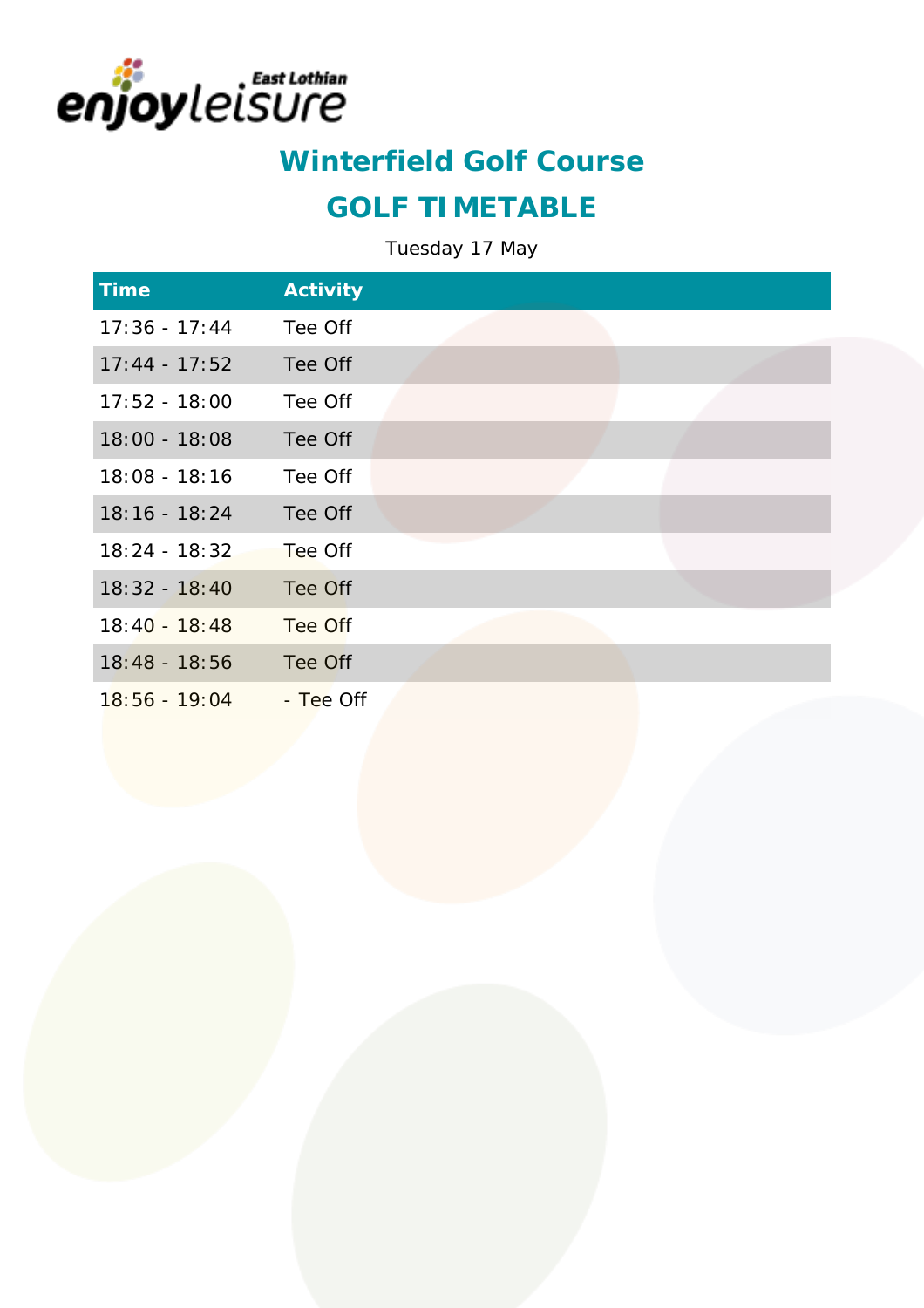East Lothian enjoyleisure

## Winterfield Golf Course

## GOLF TIMETABLE

Tuesday 17 May

| Time | Activity |
|---|---|
| 17:36 - 17:44 | Tee Off |
| 17:44 - 17:52 | Tee Off |
| 17:52 - 18:00 | Tee Off |
| 18:00 - 18:08 | Tee Off |
| 18:08 - 18:16 | Tee Off |
| 18:16 - 18:24 | Tee Off |
| 18:24 - 18:32 | Tee Off |
| 18:32 - 18:40 | Tee Off |
| 18:40 - 18:48 | Tee Off |
| 18:48 - 18:56 | Tee Off |
| 18:56 - 19:04 | - Tee Off |